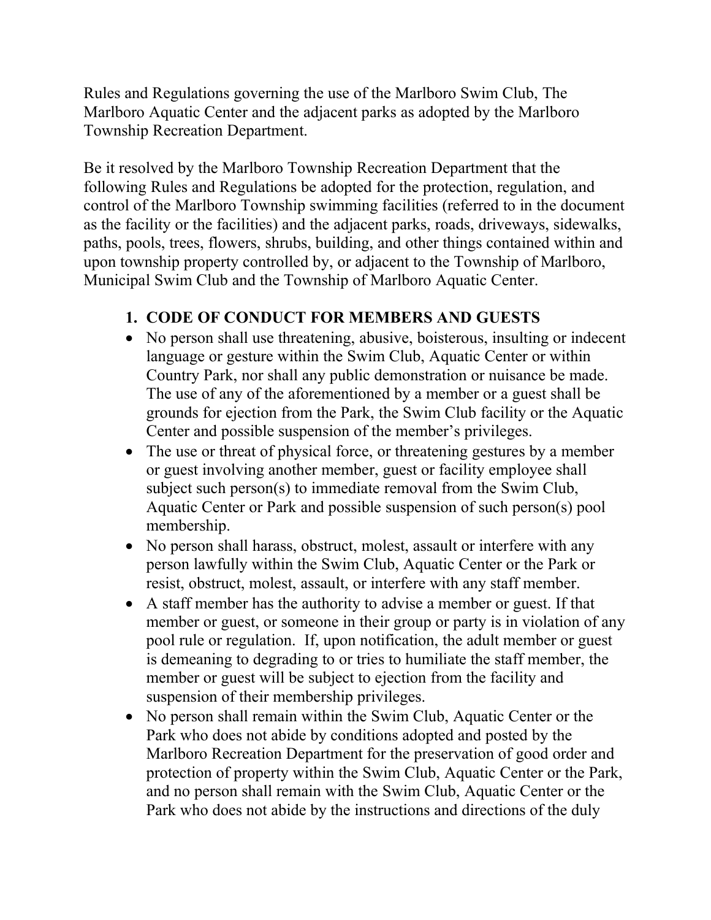Rules and Regulations governing the use of the Marlboro Swim Club, The Marlboro Aquatic Center and the adjacent parks as adopted by the Marlboro Township Recreation Department.

Be it resolved by the Marlboro Township Recreation Department that the following Rules and Regulations be adopted for the protection, regulation, and control of the Marlboro Township swimming facilities (referred to in the document as the facility or the facilities) and the adjacent parks, roads, driveways, sidewalks, paths, pools, trees, flowers, shrubs, building, and other things contained within and upon township property controlled by, or adjacent to the Township of Marlboro, Municipal Swim Club and the Township of Marlboro Aquatic Center.

1. **CODE OF CONDUCT FOR MEMBERS AND GUESTS**

- No person shall use threatening, abusive, boisterous, insulting or indecent language or gesture within the Swim Club, Aquatic Center or within Country Park, nor shall any public demonstration or nuisance be made. The use of any of the aforementioned by a member or a guest shall be grounds for ejection from the Park, the Swim Club facility or the Aquatic Center and possible suspension of the member's privileges.
- The use or threat of physical force, or threatening gestures by a member or guest involving another member, guest or facility employee shall subject such person(s) to immediate removal from the Swim Club, Aquatic Center or Park and possible suspension of such person(s) pool membership.
- No person shall harass, obstruct, molest, assault or interfere with any person lawfully within the Swim Club, Aquatic Center or the Park or resist, obstruct, molest, assault, or interfere with any staff member.
- A staff member has the authority to advise a member or guest. If that member or guest, or someone in their group or party is in violation of any pool rule or regulation. If, upon notification, the adult member or guest is demeaning to degrading to or tries to humiliate the staff member, the member or guest will be subject to ejection from the facility and suspension of their membership privileges.
- No person shall remain within the Swim Club, Aquatic Center or the Park who does not abide by conditions adopted and posted by the Marlboro Recreation Department for the preservation of good order and protection of property within the Swim Club, Aquatic Center or the Park, and no person shall remain with the Swim Club, Aquatic Center or the Park who does not abide by the instructions and directions of the duly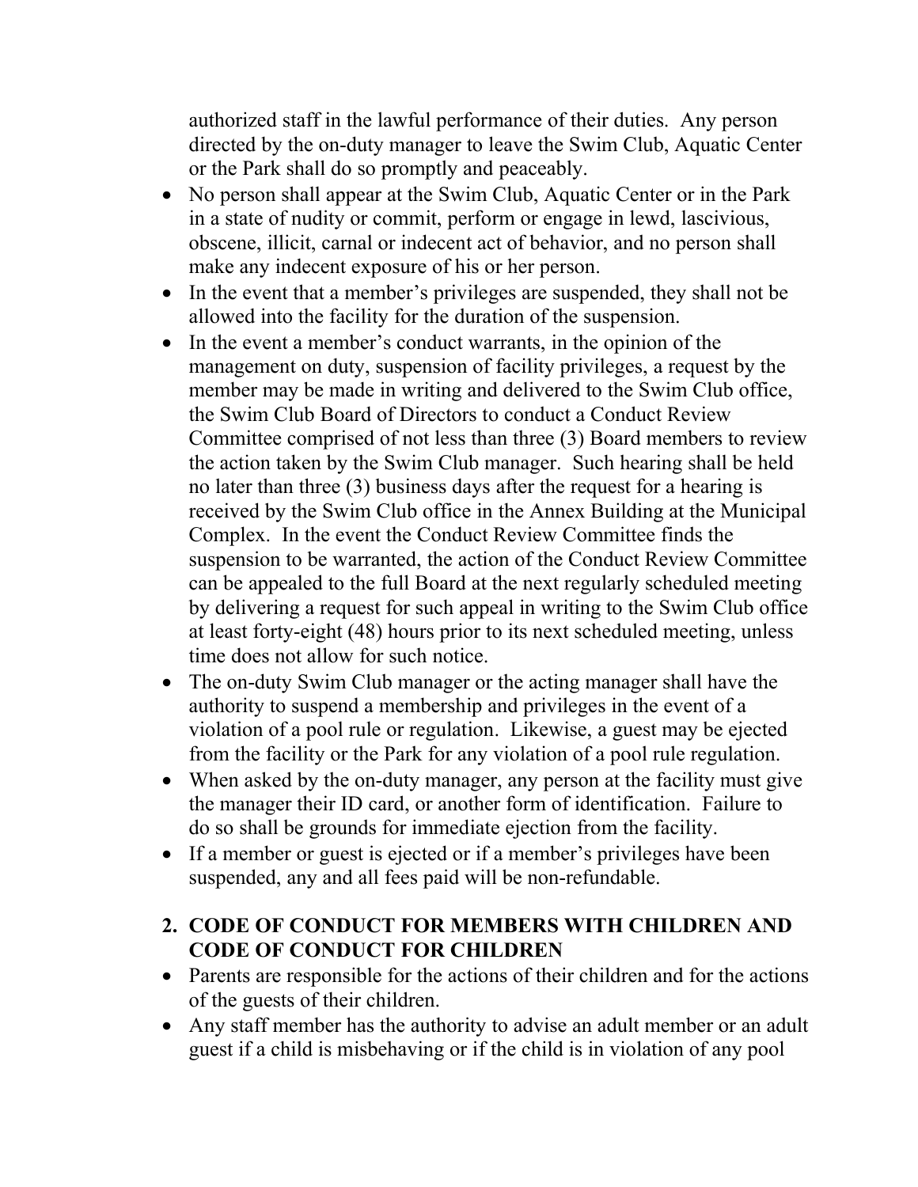authorized staff in the lawful performance of their duties. Any person directed by the on-duty manager to leave the Swim Club, Aquatic Center or the Park shall do so promptly and peaceably.

- No person shall appear at the Swim Club, Aquatic Center or in the Park in a state of nudity or commit, perform or engage in lewd, lascivious, obscene, illicit, carnal or indecent act of behavior, and no person shall make any indecent exposure of his or her person.
- In the event that a member's privileges are suspended, they shall not be allowed into the facility for the duration of the suspension.
- In the event a member's conduct warrants, in the opinion of the management on duty, suspension of facility privileges, a request by the member may be made in writing and delivered to the Swim Club office, the Swim Club Board of Directors to conduct a Conduct Review Committee comprised of not less than three (3) Board members to review the action taken by the Swim Club manager. Such hearing shall be held no later than three (3) business days after the request for a hearing is received by the Swim Club office in the Annex Building at the Municipal Complex. In the event the Conduct Review Committee finds the suspension to be warranted, the action of the Conduct Review Committee can be appealed to the full Board at the next regularly scheduled meeting by delivering a request for such appeal in writing to the Swim Club office at least forty-eight (48) hours prior to its next scheduled meeting, unless time does not allow for such notice.
- The on-duty Swim Club manager or the acting manager shall have the authority to suspend a membership and privileges in the event of a violation of a pool rule or regulation. Likewise, a guest may be ejected from the facility or the Park for any violation of a pool rule regulation.
- When asked by the on-duty manager, any person at the facility must give the manager their ID card, or another form of identification. Failure to do so shall be grounds for immediate ejection from the facility.
- If a member or guest is ejected or if a member's privileges have been suspended, any and all fees paid will be non-refundable.

## 2. CODE OF CONDUCT FOR MEMBERS WITH CHILDREN AND CODE OF CONDUCT FOR CHILDREN

- Parents are responsible for the actions of their children and for the actions of the guests of their children.
- Any staff member has the authority to advise an adult member or an adult guest if a child is misbehaving or if the child is in violation of any pool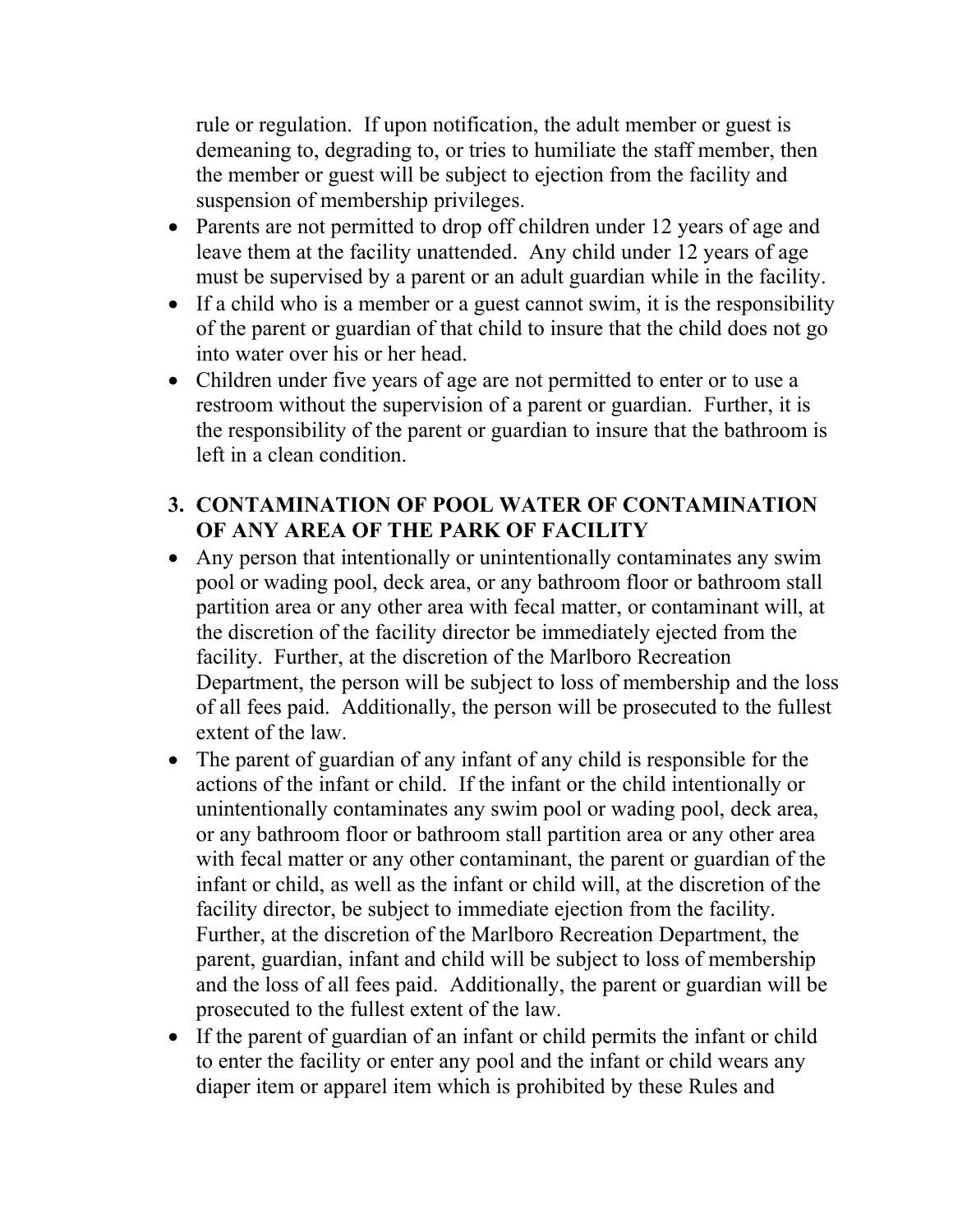rule or regulation. If upon notification, the adult member or guest is demeaning to, degrading to, or tries to humiliate the staff member, then the member or guest will be subject to ejection from the facility and suspension of membership privileges.

- Parents are not permitted to drop off children under 12 years of age and leave them at the facility unattended. Any child under 12 years of age must be supervised by a parent or an adult guardian while in the facility.
- If a child who is a member or a guest cannot swim, it is the responsibility of the parent or guardian of that child to insure that the child does not go into water over his or her head.
- Children under five years of age are not permitted to enter or to use a restroom without the supervision of a parent or guardian. Further, it is the responsibility of the parent or guardian to insure that the bathroom is left in a clean condition.

## 3. CONTAMINATION OF POOL WATER OF CONTAMINATION OF ANY AREA OF THE PARK OF FACILITY

- Any person that intentionally or unintentionally contaminates any swim pool or wading pool, deck area, or any bathroom floor or bathroom stall partition area or any other area with fecal matter, or contaminant will, at the discretion of the facility director be immediately ejected from the facility. Further, at the discretion of the Marlboro Recreation Department, the person will be subject to loss of membership and the loss of all fees paid. Additionally, the person will be prosecuted to the fullest extent of the law.
- The parent of guardian of any infant of any child is responsible for the actions of the infant or child. If the infant or the child intentionally or unintentionally contaminates any swim pool or wading pool, deck area, or any bathroom floor or bathroom stall partition area or any other area with fecal matter or any other contaminant, the parent or guardian of the infant or child, as well as the infant or child will, at the discretion of the facility director, be subject to immediate ejection from the facility. Further, at the discretion of the Marlboro Recreation Department, the parent, guardian, infant and child will be subject to loss of membership and the loss of all fees paid. Additionally, the parent or guardian will be prosecuted to the fullest extent of the law.
- If the parent of guardian of an infant or child permits the infant or child to enter the facility or enter any pool and the infant or child wears any diaper item or apparel item which is prohibited by these Rules and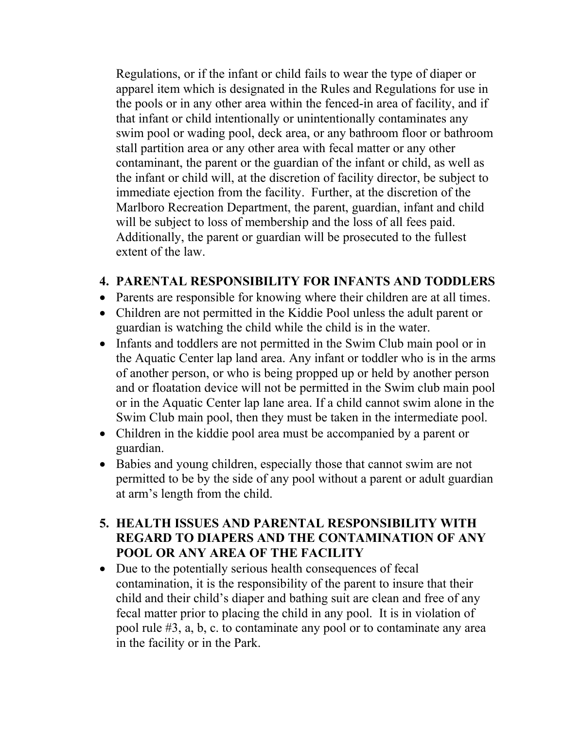Regulations, or if the infant or child fails to wear the type of diaper or apparel item which is designated in the Rules and Regulations for use in the pools or in any other area within the fenced-in area of facility, and if that infant or child intentionally or unintentionally contaminates any swim pool or wading pool, deck area, or any bathroom floor or bathroom stall partition area or any other area with fecal matter or any other contaminant, the parent or the guardian of the infant or child, as well as the infant or child will, at the discretion of facility director, be subject to immediate ejection from the facility. Further, at the discretion of the Marlboro Recreation Department, the parent, guardian, infant and child will be subject to loss of membership and the loss of all fees paid. Additionally, the parent or guardian will be prosecuted to the fullest extent of the law.

## 4. PARENTAL RESPONSIBILITY FOR INFANTS AND TODDLERS

- Parents are responsible for knowing where their children are at all times.
- Children are not permitted in the Kiddie Pool unless the adult parent or guardian is watching the child while the child is in the water.
- Infants and toddlers are not permitted in the Swim Club main pool or in the Aquatic Center lap land area. Any infant or toddler who is in the arms of another person, or who is being propped up or held by another person and or floatation device will not be permitted in the Swim club main pool or in the Aquatic Center lap lane area. If a child cannot swim alone in the Swim Club main pool, then they must be taken in the intermediate pool.
- Children in the kiddie pool area must be accompanied by a parent or guardian.
- Babies and young children, especially those that cannot swim are not permitted to be by the side of any pool without a parent or adult guardian at arm's length from the child.

## 5. HEALTH ISSUES AND PARENTAL RESPONSIBILITY WITH REGARD TO DIAPERS AND THE CONTAMINATION OF ANY POOL OR ANY AREA OF THE FACILITY

- Due to the potentially serious health consequences of fecal contamination, it is the responsibility of the parent to insure that their child and their child's diaper and bathing suit are clean and free of any fecal matter prior to placing the child in any pool. It is in violation of pool rule #3, a, b, c. to contaminate any pool or to contaminate any area in the facility or in the Park.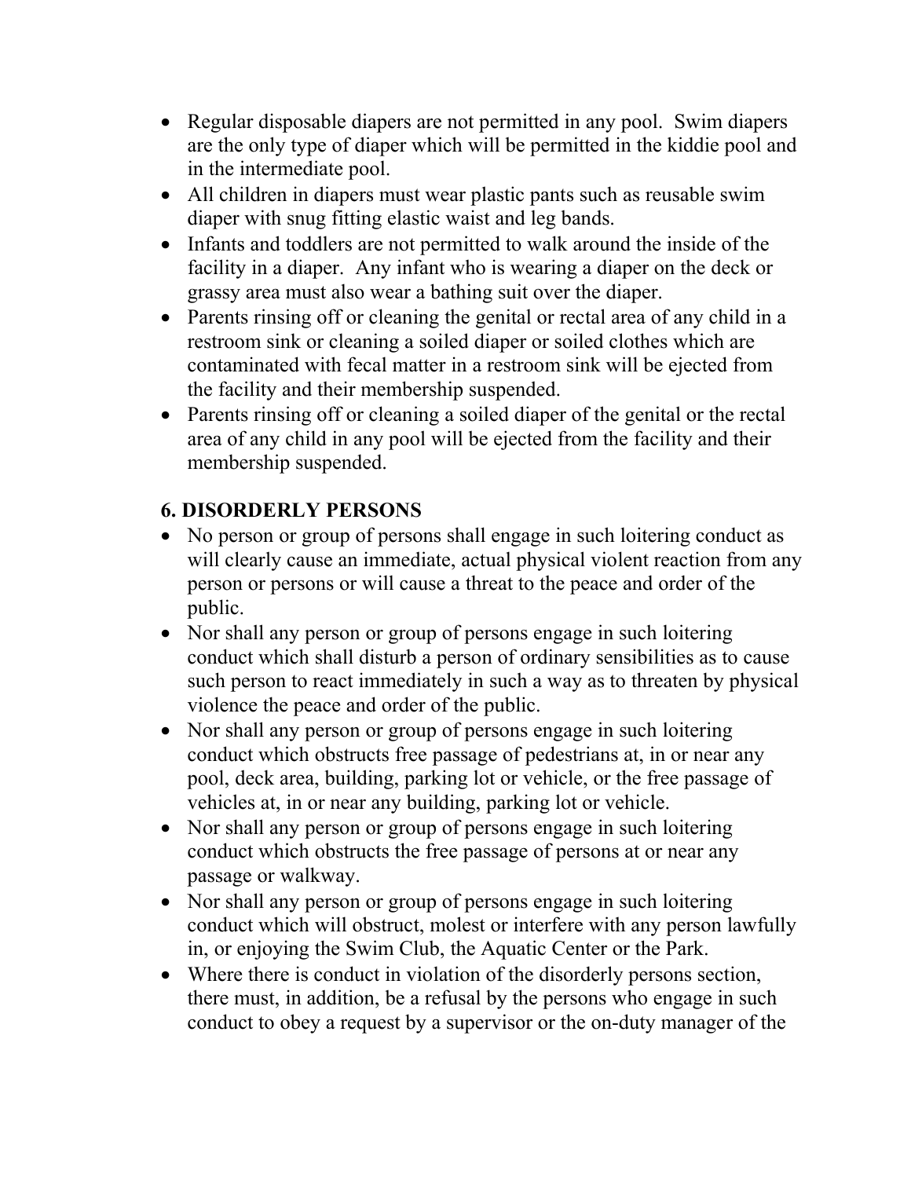- Regular disposable diapers are not permitted in any pool. Swim diapers are the only type of diaper which will be permitted in the kiddie pool and in the intermediate pool.
- All children in diapers must wear plastic pants such as reusable swim diaper with snug fitting elastic waist and leg bands.
- Infants and toddlers are not permitted to walk around the inside of the facility in a diaper. Any infant who is wearing a diaper on the deck or grassy area must also wear a bathing suit over the diaper.
- Parents rinsing off or cleaning the genital or rectal area of any child in a restroom sink or cleaning a soiled diaper or soiled clothes which are contaminated with fecal matter in a restroom sink will be ejected from the facility and their membership suspended.
- Parents rinsing off or cleaning a soiled diaper of the genital or the rectal area of any child in any pool will be ejected from the facility and their membership suspended.

## 6. DISORDERLY PERSONS

- No person or group of persons shall engage in such loitering conduct as will clearly cause an immediate, actual physical violent reaction from any person or persons or will cause a threat to the peace and order of the public.
- Nor shall any person or group of persons engage in such loitering conduct which shall disturb a person of ordinary sensibilities as to cause such person to react immediately in such a way as to threaten by physical violence the peace and order of the public.
- Nor shall any person or group of persons engage in such loitering conduct which obstructs free passage of pedestrians at, in or near any pool, deck area, building, parking lot or vehicle, or the free passage of vehicles at, in or near any building, parking lot or vehicle.
- Nor shall any person or group of persons engage in such loitering conduct which obstructs the free passage of persons at or near any passage or walkway.
- Nor shall any person or group of persons engage in such loitering conduct which will obstruct, molest or interfere with any person lawfully in, or enjoying the Swim Club, the Aquatic Center or the Park.
- Where there is conduct in violation of the disorderly persons section, there must, in addition, be a refusal by the persons who engage in such conduct to obey a request by a supervisor or the on-duty manager of the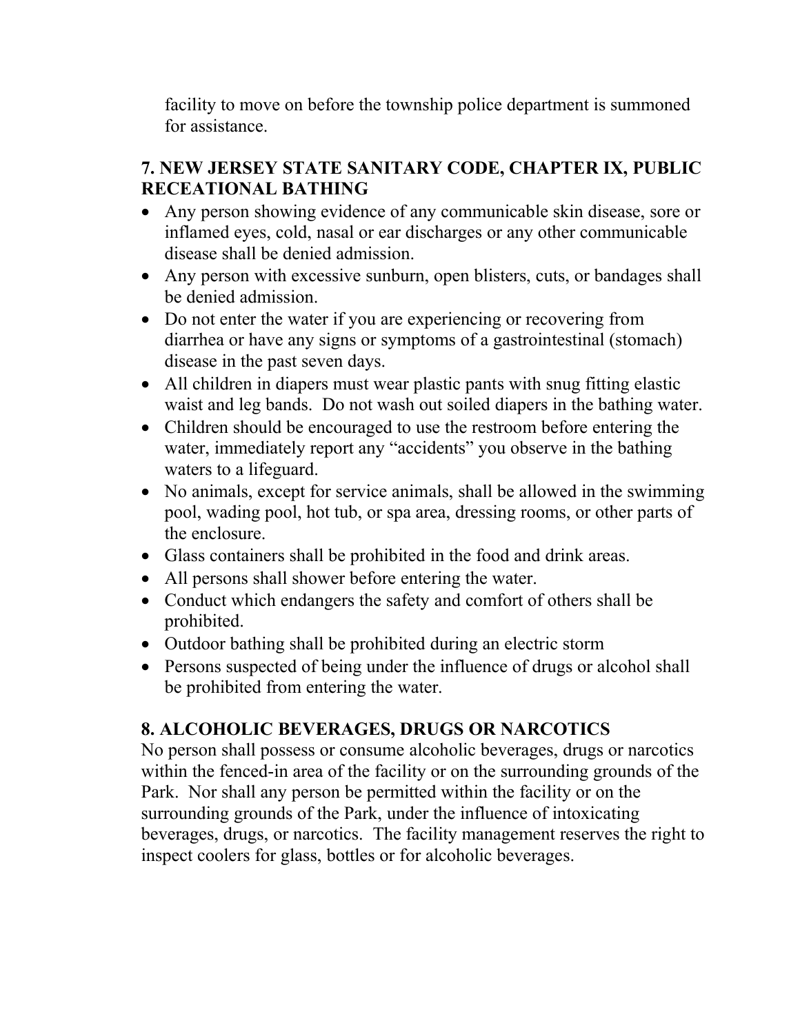facility to move on before the township police department is summoned for assistance.

## 7. NEW JERSEY STATE SANITARY CODE, CHAPTER IX, PUBLIC RECEATIONAL BATHING

- Any person showing evidence of any communicable skin disease, sore or inflamed eyes, cold, nasal or ear discharges or any other communicable disease shall be denied admission.
- Any person with excessive sunburn, open blisters, cuts, or bandages shall be denied admission.
- Do not enter the water if you are experiencing or recovering from diarrhea or have any signs or symptoms of a gastrointestinal (stomach) disease in the past seven days.
- All children in diapers must wear plastic pants with snug fitting elastic waist and leg bands. Do not wash out soiled diapers in the bathing water.
- Children should be encouraged to use the restroom before entering the water, immediately report any "accidents" you observe in the bathing waters to a lifeguard.
- No animals, except for service animals, shall be allowed in the swimming pool, wading pool, hot tub, or spa area, dressing rooms, or other parts of the enclosure.
- Glass containers shall be prohibited in the food and drink areas.
- All persons shall shower before entering the water.
- Conduct which endangers the safety and comfort of others shall be prohibited.
- Outdoor bathing shall be prohibited during an electric storm
- Persons suspected of being under the influence of drugs or alcohol shall be prohibited from entering the water.

## 8. ALCOHOLIC BEVERAGES, DRUGS OR NARCOTICS

No person shall possess or consume alcoholic beverages, drugs or narcotics within the fenced-in area of the facility or on the surrounding grounds of the Park. Nor shall any person be permitted within the facility or on the surrounding grounds of the Park, under the influence of intoxicating beverages, drugs, or narcotics. The facility management reserves the right to inspect coolers for glass, bottles or for alcoholic beverages.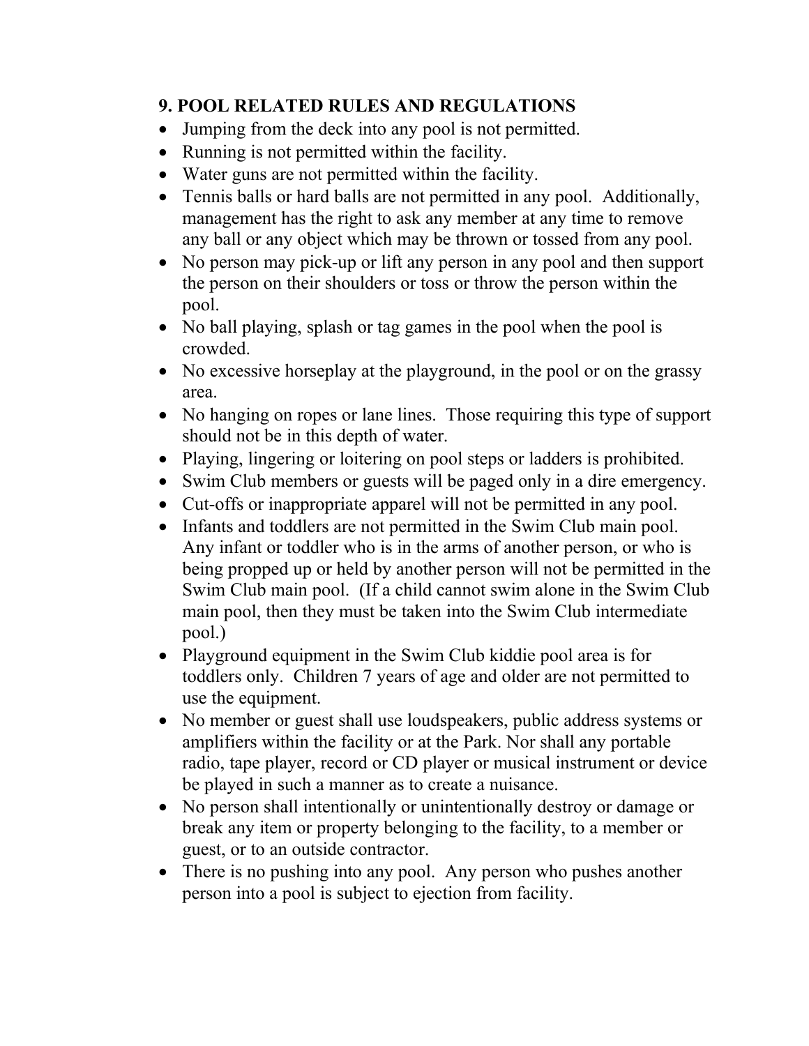## 9. POOL RELATED RULES AND REGULATIONS

- Jumping from the deck into any pool is not permitted.
- Running is not permitted within the facility.
- Water guns are not permitted within the facility.
- Tennis balls or hard balls are not permitted in any pool. Additionally, management has the right to ask any member at any time to remove any ball or any object which may be thrown or tossed from any pool.
- No person may pick-up or lift any person in any pool and then support the person on their shoulders or toss or throw the person within the pool.
- No ball playing, splash or tag games in the pool when the pool is crowded.
- No excessive horseplay at the playground, in the pool or on the grassy area.
- No hanging on ropes or lane lines. Those requiring this type of support should not be in this depth of water.
- Playing, lingering or loitering on pool steps or ladders is prohibited.
- Swim Club members or guests will be paged only in a dire emergency.
- Cut-offs or inappropriate apparel will not be permitted in any pool.
- Infants and toddlers are not permitted in the Swim Club main pool. Any infant or toddler who is in the arms of another person, or who is being propped up or held by another person will not be permitted in the Swim Club main pool. (If a child cannot swim alone in the Swim Club main pool, then they must be taken into the Swim Club intermediate pool.)
- Playground equipment in the Swim Club kiddie pool area is for toddlers only. Children 7 years of age and older are not permitted to use the equipment.
- No member or guest shall use loudspeakers, public address systems or amplifiers within the facility or at the Park. Nor shall any portable radio, tape player, record or CD player or musical instrument or device be played in such a manner as to create a nuisance.
- No person shall intentionally or unintentionally destroy or damage or break any item or property belonging to the facility, to a member or guest, or to an outside contractor.
- There is no pushing into any pool. Any person who pushes another person into a pool is subject to ejection from facility.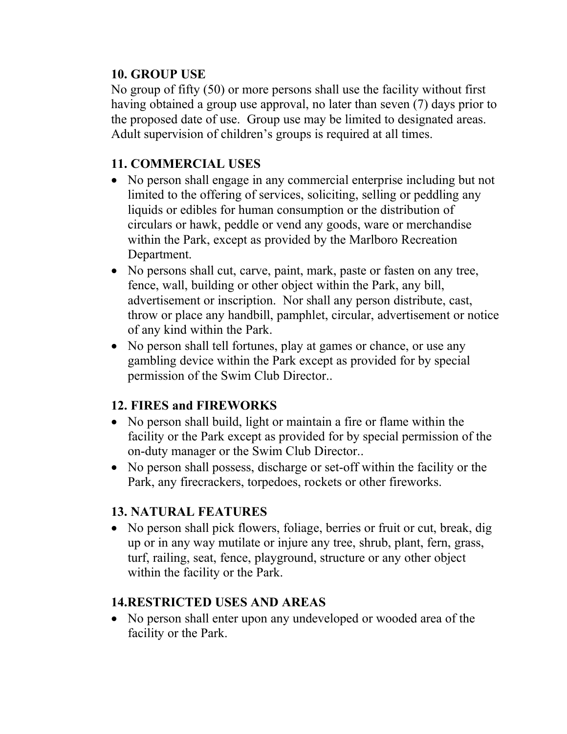**10. GROUP USE**

No group of fifty (50) or more persons shall use the facility without first having obtained a group use approval, no later than seven (7) days prior to the proposed date of use. Group use may be limited to designated areas. Adult supervision of children's groups is required at all times.

**11. COMMERCIAL USES**

- No person shall engage in any commercial enterprise including but not limited to the offering of services, soliciting, selling or peddling any liquids or edibles for human consumption or the distribution of circulars or hawk, peddle or vend any goods, ware or merchandise within the Park, except as provided by the Marlboro Recreation Department.
- No persons shall cut, carve, paint, mark, paste or fasten on any tree, fence, wall, building or other object within the Park, any bill, advertisement or inscription. Nor shall any person distribute, cast, throw or place any handbill, pamphlet, circular, advertisement or notice of any kind within the Park.
- No person shall tell fortunes, play at games or chance, or use any gambling device within the Park except as provided for by special permission of the Swim Club Director..

**12. FIRES and FIREWORKS**

- No person shall build, light or maintain a fire or flame within the facility or the Park except as provided for by special permission of the on-duty manager or the Swim Club Director..
- No person shall possess, discharge or set-off within the facility or the Park, any firecrackers, torpedoes, rockets or other fireworks.

**13. NATURAL FEATURES**

- No person shall pick flowers, foliage, berries or fruit or cut, break, dig up or in any way mutilate or injure any tree, shrub, plant, fern, grass, turf, railing, seat, fence, playground, structure or any other object within the facility or the Park.

**14.RESTRICTED USES AND AREAS**

- No person shall enter upon any undeveloped or wooded area of the facility or the Park.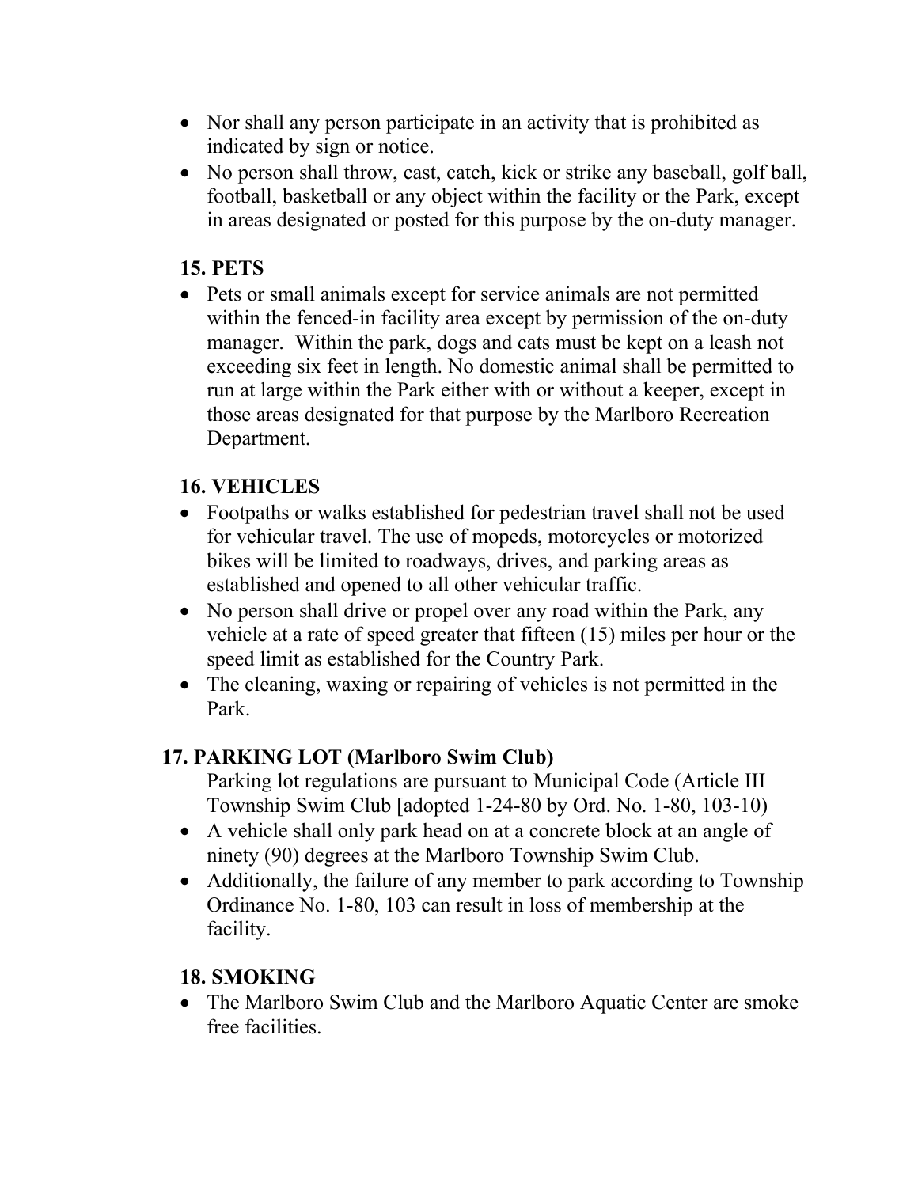- Nor shall any person participate in an activity that is prohibited as indicated by sign or notice.
- No person shall throw, cast, catch, kick or strike any baseball, golf ball, football, basketball or any object within the facility or the Park, except in areas designated or posted for this purpose by the on-duty manager.

## 15. PETS

- Pets or small animals except for service animals are not permitted within the fenced-in facility area except by permission of the on-duty manager. Within the park, dogs and cats must be kept on a leash not exceeding six feet in length. No domestic animal shall be permitted to run at large within the Park either with or without a keeper, except in those areas designated for that purpose by the Marlboro Recreation Department.

## 16. VEHICLES

- Footpaths or walks established for pedestrian travel shall not be used for vehicular travel. The use of mopeds, motorcycles or motorized bikes will be limited to roadways, drives, and parking areas as established and opened to all other vehicular traffic.
- No person shall drive or propel over any road within the Park, any vehicle at a rate of speed greater that fifteen (15) miles per hour or the speed limit as established for the Country Park.
- The cleaning, waxing or repairing of vehicles is not permitted in the Park.

## 17. PARKING LOT (Marlboro Swim Club)

Parking lot regulations are pursuant to Municipal Code (Article III Township Swim Club [adopted 1-24-80 by Ord. No. 1-80, 103-10)

- A vehicle shall only park head on at a concrete block at an angle of ninety (90) degrees at the Marlboro Township Swim Club.
- Additionally, the failure of any member to park according to Township Ordinance No. 1-80, 103 can result in loss of membership at the facility.

## 18. SMOKING

- The Marlboro Swim Club and the Marlboro Aquatic Center are smoke free facilities.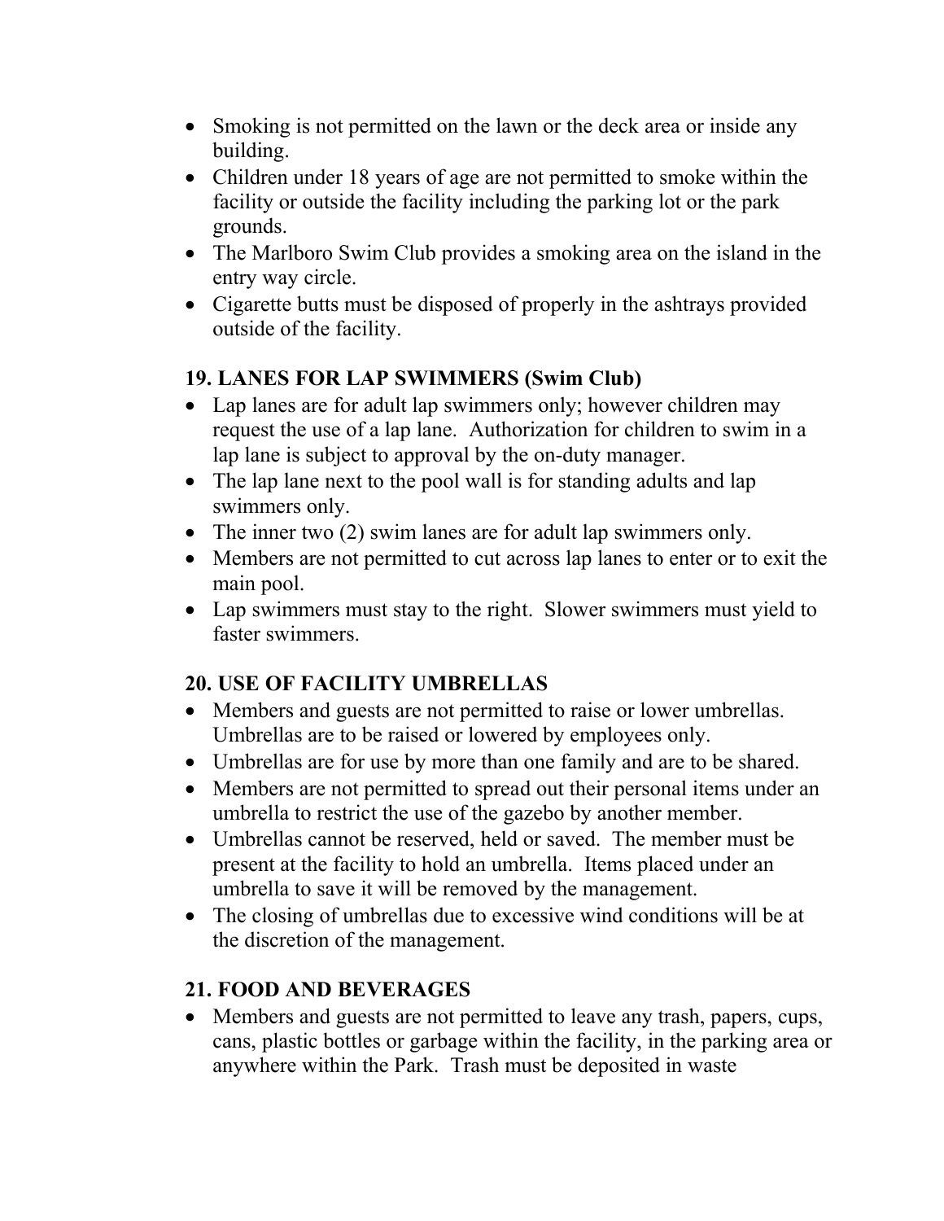- Smoking is not permitted on the lawn or the deck area or inside any building.
- Children under 18 years of age are not permitted to smoke within the facility or outside the facility including the parking lot or the park grounds.
- The Marlboro Swim Club provides a smoking area on the island in the entry way circle.
- Cigarette butts must be disposed of properly in the ashtrays provided outside of the facility.

## 19. LANES FOR LAP SWIMMERS (Swim Club)

- Lap lanes are for adult lap swimmers only; however children may request the use of a lap lane. Authorization for children to swim in a lap lane is subject to approval by the on-duty manager.
- The lap lane next to the pool wall is for standing adults and lap swimmers only.
- The inner two (2) swim lanes are for adult lap swimmers only.
- Members are not permitted to cut across lap lanes to enter or to exit the main pool.
- Lap swimmers must stay to the right. Slower swimmers must yield to faster swimmers.

## 20. USE OF FACILITY UMBRELLAS

- Members and guests are not permitted to raise or lower umbrellas. Umbrellas are to be raised or lowered by employees only.
- Umbrellas are for use by more than one family and are to be shared.
- Members are not permitted to spread out their personal items under an umbrella to restrict the use of the gazebo by another member.
- Umbrellas cannot be reserved, held or saved. The member must be present at the facility to hold an umbrella. Items placed under an umbrella to save it will be removed by the management.
- The closing of umbrellas due to excessive wind conditions will be at the discretion of the management.

## 21. FOOD AND BEVERAGES

- Members and guests are not permitted to leave any trash, papers, cups, cans, plastic bottles or garbage within the facility, in the parking area or anywhere within the Park. Trash must be deposited in waste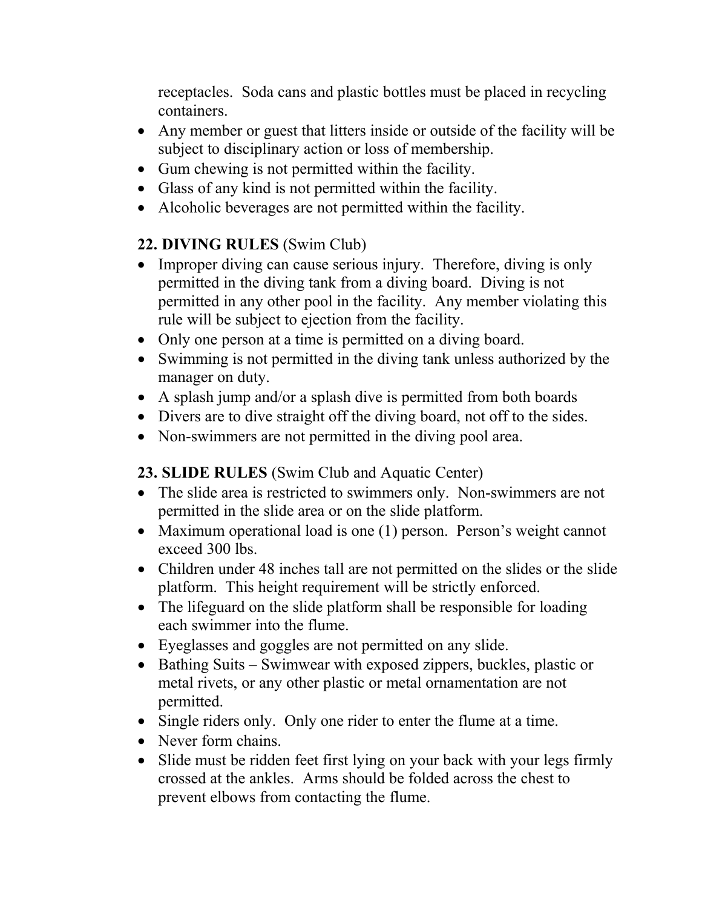receptacles. Soda cans and plastic bottles must be placed in recycling containers.

- Any member or guest that litters inside or outside of the facility will be subject to disciplinary action or loss of membership.
- Gum chewing is not permitted within the facility.
- Glass of any kind is not permitted within the facility.
- Alcoholic beverages are not permitted within the facility.

**22. DIVING RULES** (Swim Club)

- Improper diving can cause serious injury. Therefore, diving is only permitted in the diving tank from a diving board. Diving is not permitted in any other pool in the facility. Any member violating this rule will be subject to ejection from the facility.
- Only one person at a time is permitted on a diving board.
- Swimming is not permitted in the diving tank unless authorized by the manager on duty.
- A splash jump and/or a splash dive is permitted from both boards
- Divers are to dive straight off the diving board, not off to the sides.
- Non-swimmers are not permitted in the diving pool area.

**23. SLIDE RULES** (Swim Club and Aquatic Center)

- The slide area is restricted to swimmers only. Non-swimmers are not permitted in the slide area or on the slide platform.
- Maximum operational load is one (1) person. Person's weight cannot exceed 300 lbs.
- Children under 48 inches tall are not permitted on the slides or the slide platform. This height requirement will be strictly enforced.
- The lifeguard on the slide platform shall be responsible for loading each swimmer into the flume.
- Eyeglasses and goggles are not permitted on any slide.
- Bathing Suits – Swimwear with exposed zippers, buckles, plastic or metal rivets, or any other plastic or metal ornamentation are not permitted.
- Single riders only. Only one rider to enter the flume at a time.
- Never form chains.
- Slide must be ridden feet first lying on your back with your legs firmly crossed at the ankles. Arms should be folded across the chest to prevent elbows from contacting the flume.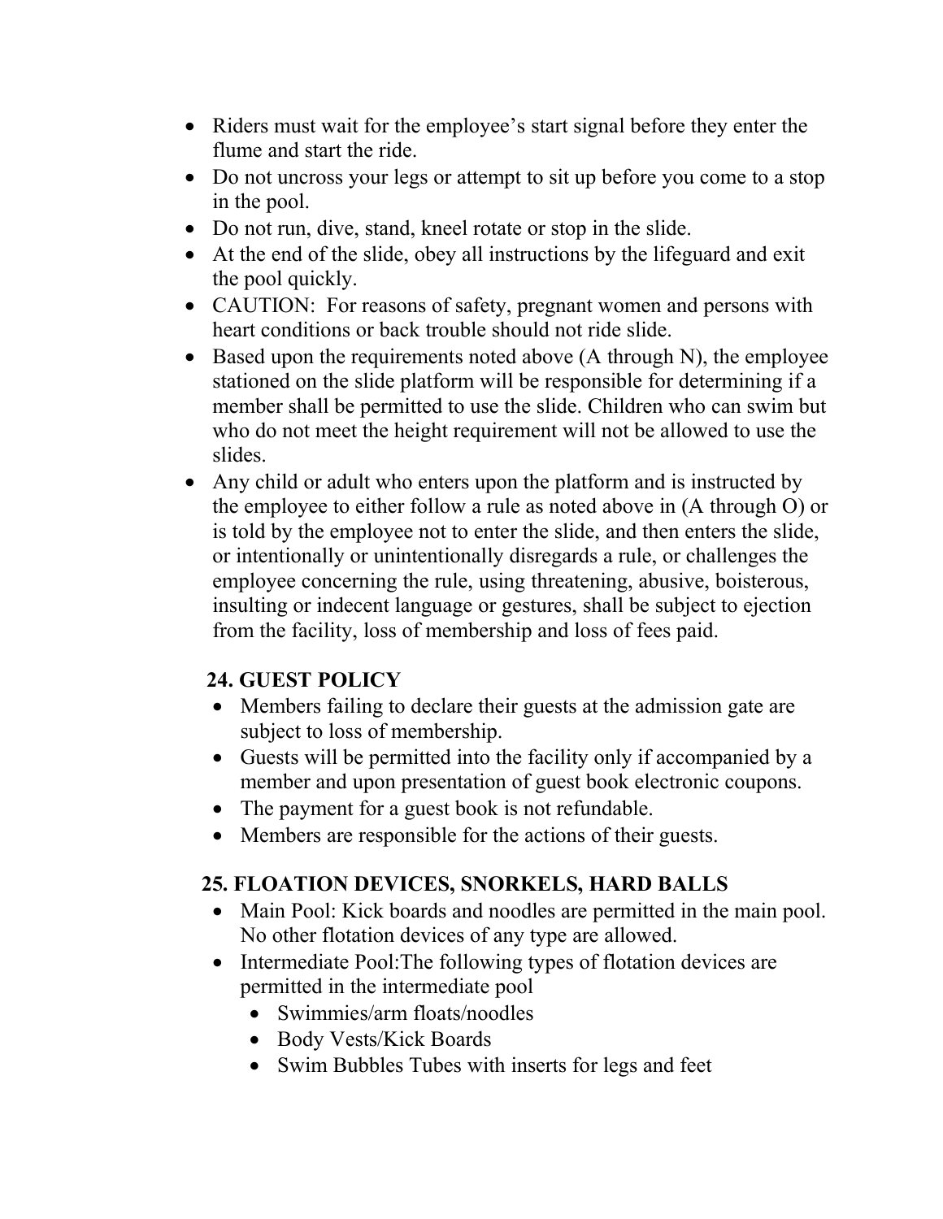- Riders must wait for the employee's start signal before they enter the flume and start the ride.
- Do not uncross your legs or attempt to sit up before you come to a stop in the pool.
- Do not run, dive, stand, kneel rotate or stop in the slide.
- At the end of the slide, obey all instructions by the lifeguard and exit the pool quickly.
- CAUTION: For reasons of safety, pregnant women and persons with heart conditions or back trouble should not ride slide.
- Based upon the requirements noted above (A through N), the employee stationed on the slide platform will be responsible for determining if a member shall be permitted to use the slide. Children who can swim but who do not meet the height requirement will not be allowed to use the slides.
- Any child or adult who enters upon the platform and is instructed by the employee to either follow a rule as noted above in (A through O) or is told by the employee not to enter the slide, and then enters the slide, or intentionally or unintentionally disregards a rule, or challenges the employee concerning the rule, using threatening, abusive, boisterous, insulting or indecent language or gestures, shall be subject to ejection from the facility, loss of membership and loss of fees paid.

**24. GUEST POLICY**

- Members failing to declare their guests at the admission gate are subject to loss of membership.
- Guests will be permitted into the facility only if accompanied by a member and upon presentation of guest book electronic coupons.
- The payment for a guest book is not refundable.
- Members are responsible for the actions of their guests.

**25. FLOATION DEVICES, SNORKELS, HARD BALLS**

- Main Pool: Kick boards and noodles are permitted in the main pool. No other flotation devices of any type are allowed.
- Intermediate Pool:The following types of flotation devices are permitted in the intermediate pool
  - Swimmies/arm floats/noodles
  - Body Vests/Kick Boards
  - Swim Bubbles Tubes with inserts for legs and feet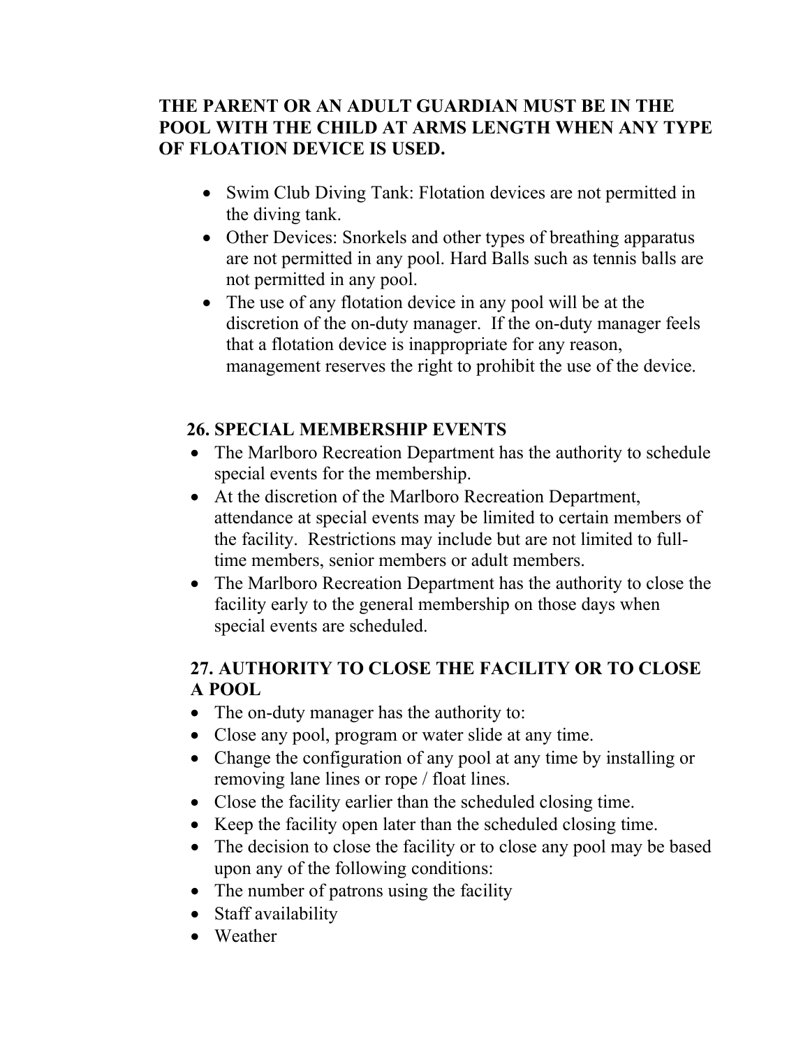**THE PARENT OR AN ADULT GUARDIAN MUST BE IN THE POOL WITH THE CHILD AT ARMS LENGTH WHEN ANY TYPE OF FLOATION DEVICE IS USED.**

- Swim Club Diving Tank: Flotation devices are not permitted in the diving tank.
- Other Devices: Snorkels and other types of breathing apparatus are not permitted in any pool. Hard Balls such as tennis balls are not permitted in any pool.
- The use of any flotation device in any pool will be at the discretion of the on-duty manager. If the on-duty manager feels that a flotation device is inappropriate for any reason, management reserves the right to prohibit the use of the device.

## 26. SPECIAL MEMBERSHIP EVENTS

- The Marlboro Recreation Department has the authority to schedule special events for the membership.
- At the discretion of the Marlboro Recreation Department, attendance at special events may be limited to certain members of the facility. Restrictions may include but are not limited to full-time members, senior members or adult members.
- The Marlboro Recreation Department has the authority to close the facility early to the general membership on those days when special events are scheduled.

## 27. AUTHORITY TO CLOSE THE FACILITY OR TO CLOSE A POOL

- The on-duty manager has the authority to:
- Close any pool, program or water slide at any time.
- Change the configuration of any pool at any time by installing or removing lane lines or rope / float lines.
- Close the facility earlier than the scheduled closing time.
- Keep the facility open later than the scheduled closing time.
- The decision to close the facility or to close any pool may be based upon any of the following conditions:
- The number of patrons using the facility
- Staff availability
- Weather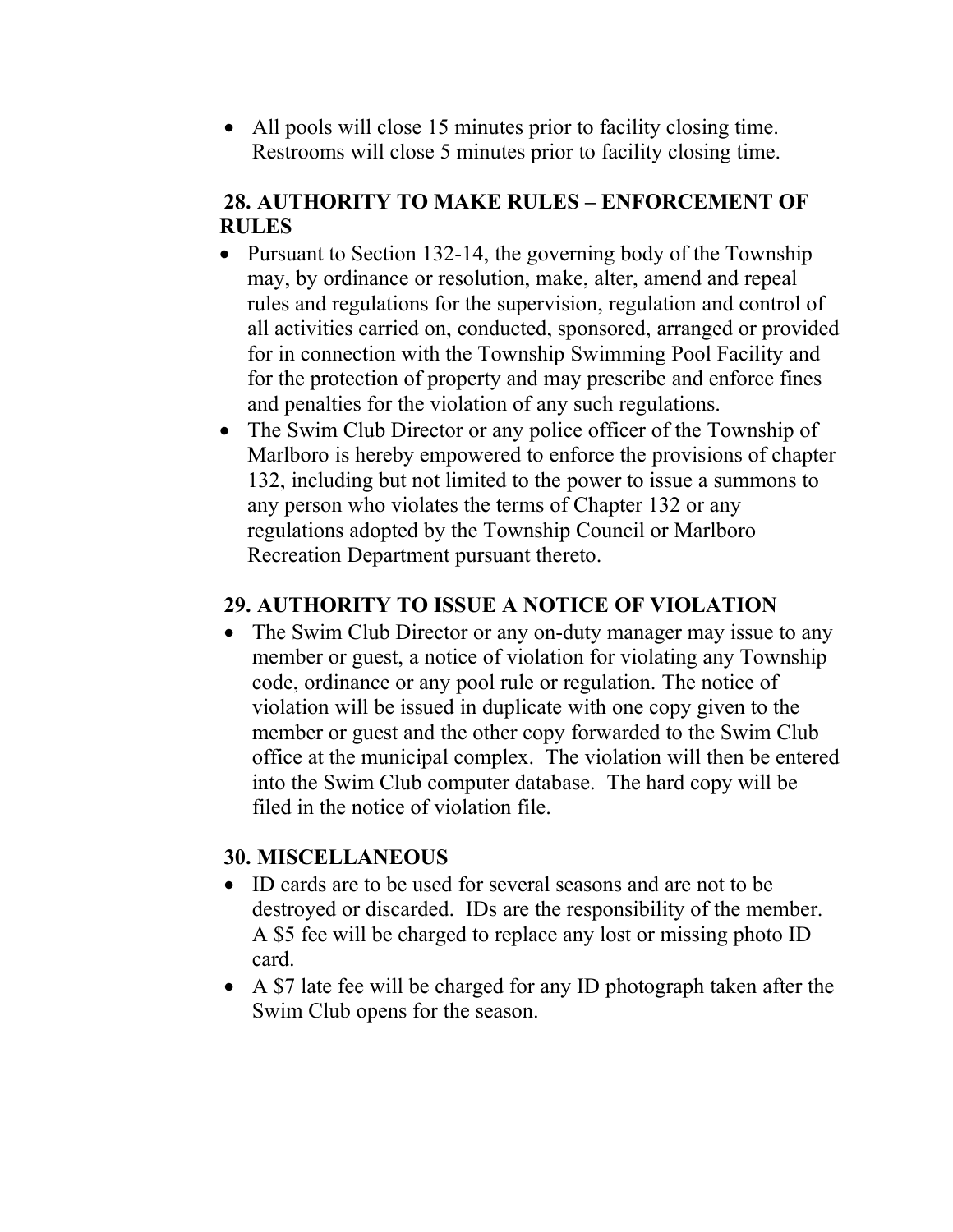- All pools will close 15 minutes prior to facility closing time. Restrooms will close 5 minutes prior to facility closing time.

## 28. AUTHORITY TO MAKE RULES – ENFORCEMENT OF RULES

- Pursuant to Section 132-14, the governing body of the Township may, by ordinance or resolution, make, alter, amend and repeal rules and regulations for the supervision, regulation and control of all activities carried on, conducted, sponsored, arranged or provided for in connection with the Township Swimming Pool Facility and for the protection of property and may prescribe and enforce fines and penalties for the violation of any such regulations.
- The Swim Club Director or any police officer of the Township of Marlboro is hereby empowered to enforce the provisions of chapter 132, including but not limited to the power to issue a summons to any person who violates the terms of Chapter 132 or any regulations adopted by the Township Council or Marlboro Recreation Department pursuant thereto.

## 29. AUTHORITY TO ISSUE A NOTICE OF VIOLATION

- The Swim Club Director or any on-duty manager may issue to any member or guest, a notice of violation for violating any Township code, ordinance or any pool rule or regulation. The notice of violation will be issued in duplicate with one copy given to the member or guest and the other copy forwarded to the Swim Club office at the municipal complex. The violation will then be entered into the Swim Club computer database. The hard copy will be filed in the notice of violation file.

## 30. MISCELLANEOUS

- ID cards are to be used for several seasons and are not to be destroyed or discarded. IDs are the responsibility of the member. A $5 fee will be charged to replace any lost or missing photo ID card.
- A $7 late fee will be charged for any ID photograph taken after the Swim Club opens for the season.